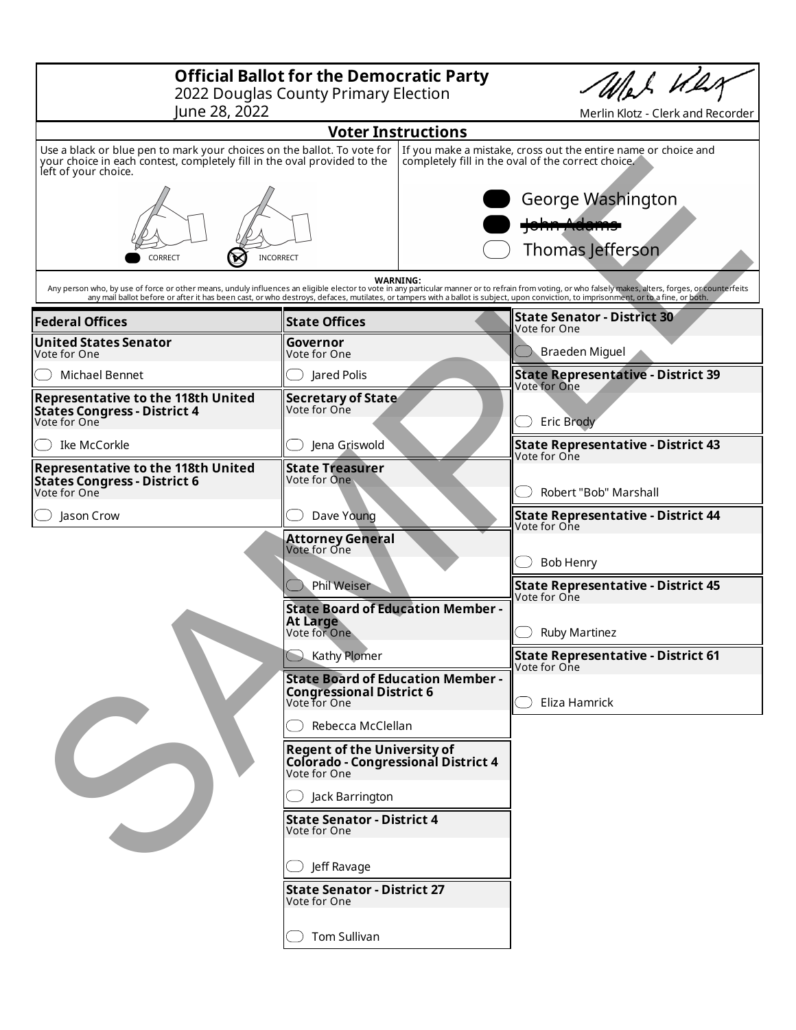# Official Ballot for the Democratic Party

2022 Douglas County Primary Election
June 28, 2022

Merlin Klotz - Clerk and Recorder

## Voter Instructions

Use a black or blue pen to mark your choices on the ballot. To vote for your choice in each contest, completely fill in the oval provided to the left of your choice.

CORRECT INCORRECT

If you make a mistake, cross out the entire name or choice and completely fill in the oval of the correct choice.

- George Washington
- ~~John Adams~~
- Thomas Jefferson

**WARNING:**
Any person who, by use of force or other means, unduly influences an eligible elector to vote in any particular manner or to refrain from voting, or who falsely makes, alters, forges, or counterfeits any mail ballot before or after it has been cast, or who destroys, defaces, mutilates, or tampers with a ballot is subject, upon conviction, to imprisonment, or to a fine, or both.

SAMPLE

## Federal Offices

**United States Senator**
Vote for One

- Michael Bennet

**Representative to the 118th United States Congress - District 4**
Vote for One

- Ike McCorkle

**Representative to the 118th United States Congress - District 6**
Vote for One

- Jason Crow

## State Offices

**Governor**
Vote for One

- Jared Polis

**Secretary of State**
Vote for One

- Jena Griswold

**State Treasurer**
Vote for One

- Dave Young

**Attorney General**
Vote for One

- Phil Weiser

**State Board of Education Member - At Large**
Vote for One

- Kathy Plomer

**State Board of Education Member - Congressional District 6**
Vote for One

- Rebecca McClellan

**Regent of the University of Colorado - Congressional District 4**
Vote for One

- Jack Barrington

**State Senator - District 4**
Vote for One

- Jeff Ravage

**State Senator - District 27**
Vote for One

- Tom Sullivan

**State Senator - District 30**
Vote for One

- Braeden Miguel

**State Representative - District 39**
Vote for One

- Eric Brody

**State Representative - District 43**
Vote for One

- Robert "Bob" Marshall

**State Representative - District 44**
Vote for One

- Bob Henry

**State Representative - District 45**
Vote for One

- Ruby Martinez

**State Representative - District 61**
Vote for One

- Eliza Hamrick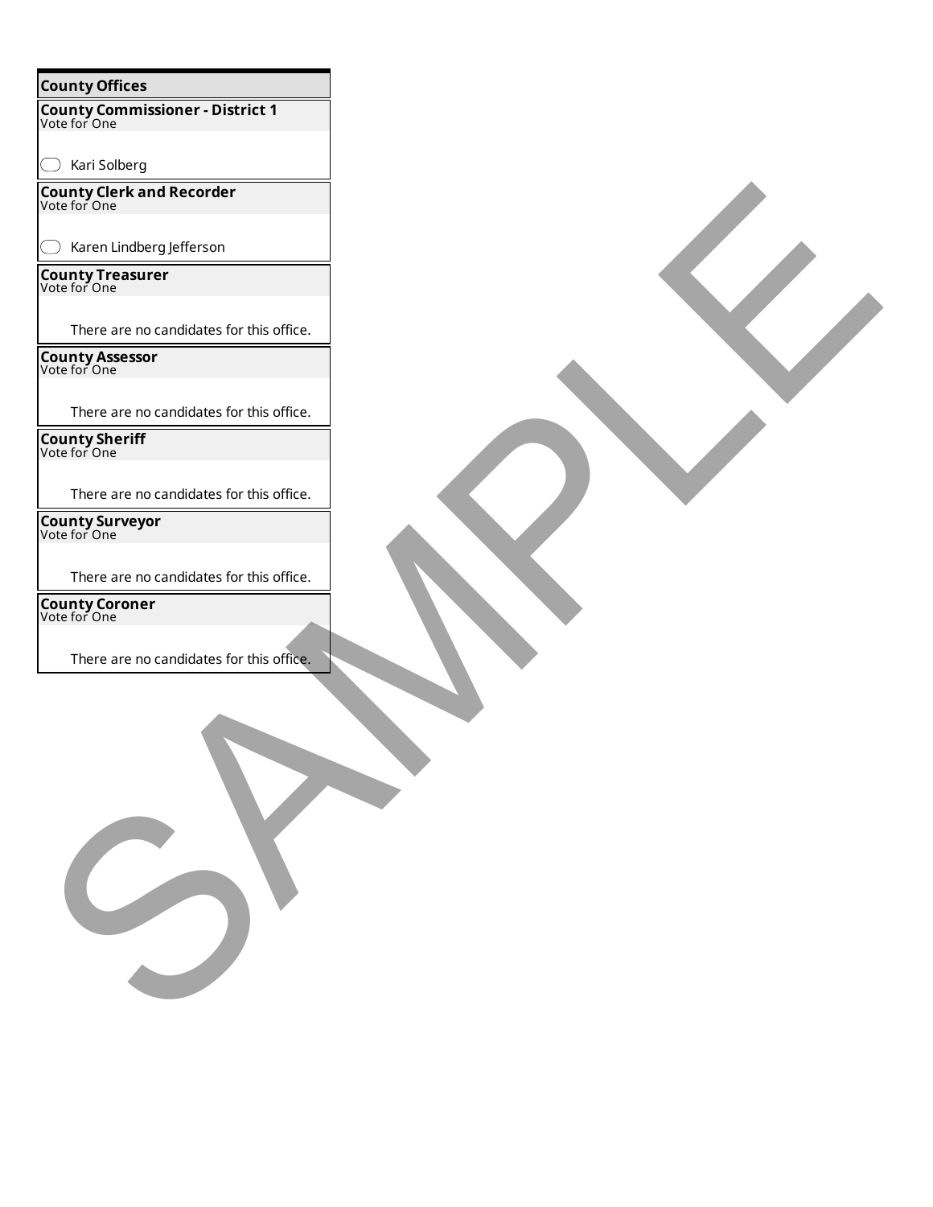## County Offices

**County Commissioner - District 1**
Vote for One

◯ Kari Solberg

**County Clerk and Recorder**
Vote for One

◯ Karen Lindberg Jefferson

**County Treasurer**
Vote for One

There are no candidates for this office.

**County Assessor**
Vote for One

There are no candidates for this office.

**County Sheriff**
Vote for One

There are no candidates for this office.

**County Surveyor**
Vote for One

There are no candidates for this office.

**County Coroner**
Vote for One

There are no candidates for this office.

SAMPLE